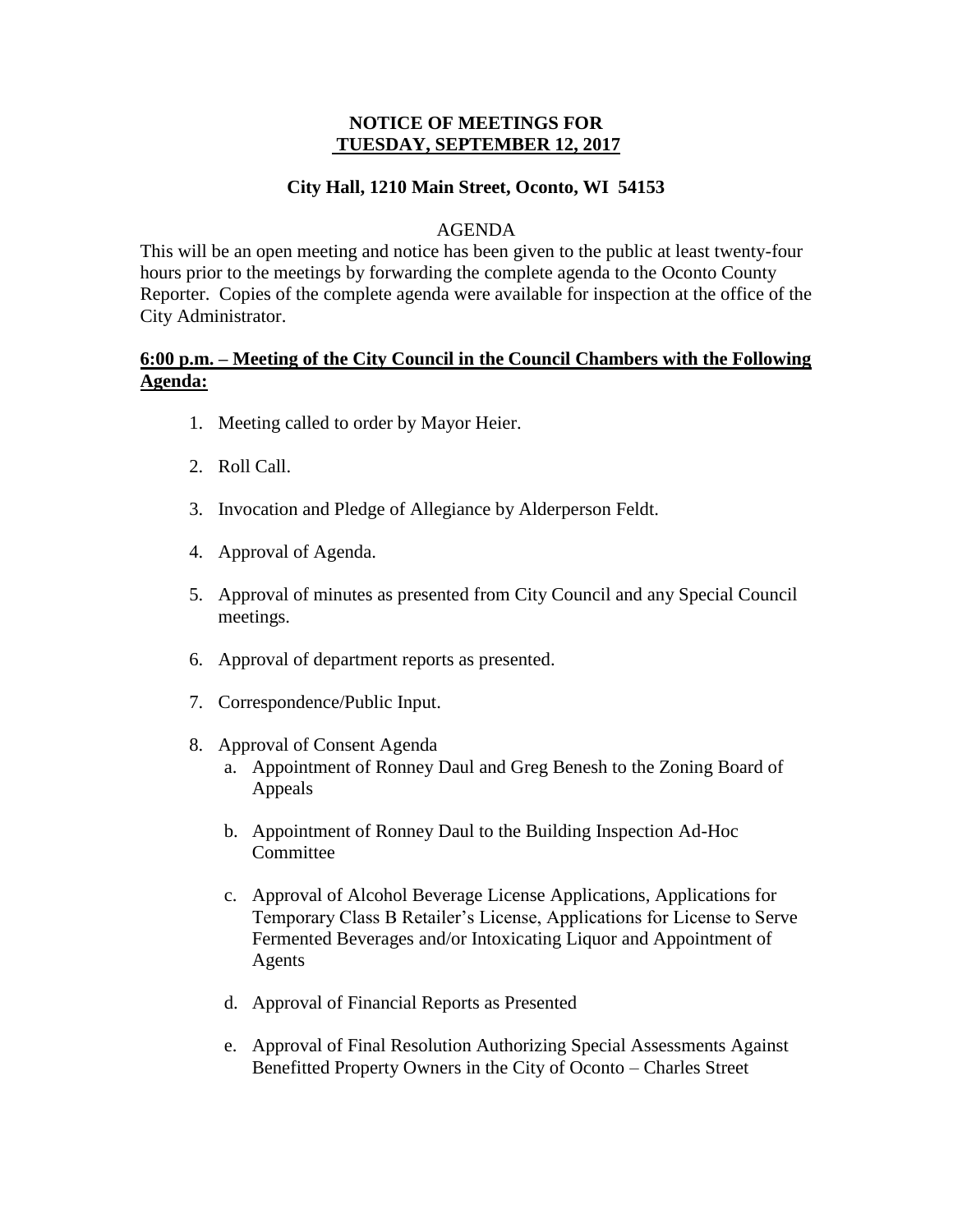**NOTICE OF MEETINGS FOR**
**TUESDAY, SEPTEMBER 12, 2017**

**City Hall, 1210 Main Street, Oconto, WI 54153**

AGENDA

This will be an open meeting and notice has been given to the public at least twenty-four hours prior to the meetings by forwarding the complete agenda to the Oconto County Reporter. Copies of the complete agenda were available for inspection at the office of the City Administrator.

**6:00 p.m. – Meeting of the City Council in the Council Chambers with the Following Agenda:**

1. Meeting called to order by Mayor Heier.
2. Roll Call.
3. Invocation and Pledge of Allegiance by Alderperson Feldt.
4. Approval of Agenda.
5. Approval of minutes as presented from City Council and any Special Council meetings.
6. Approval of department reports as presented.
7. Correspondence/Public Input.
8. Approval of Consent Agenda
   a. Appointment of Ronney Daul and Greg Benesh to the Zoning Board of Appeals
   b. Appointment of Ronney Daul to the Building Inspection Ad-Hoc Committee
   c. Approval of Alcohol Beverage License Applications, Applications for Temporary Class B Retailer's License, Applications for License to Serve Fermented Beverages and/or Intoxicating Liquor and Appointment of Agents
   d. Approval of Financial Reports as Presented
   e. Approval of Final Resolution Authorizing Special Assessments Against Benefitted Property Owners in the City of Oconto – Charles Street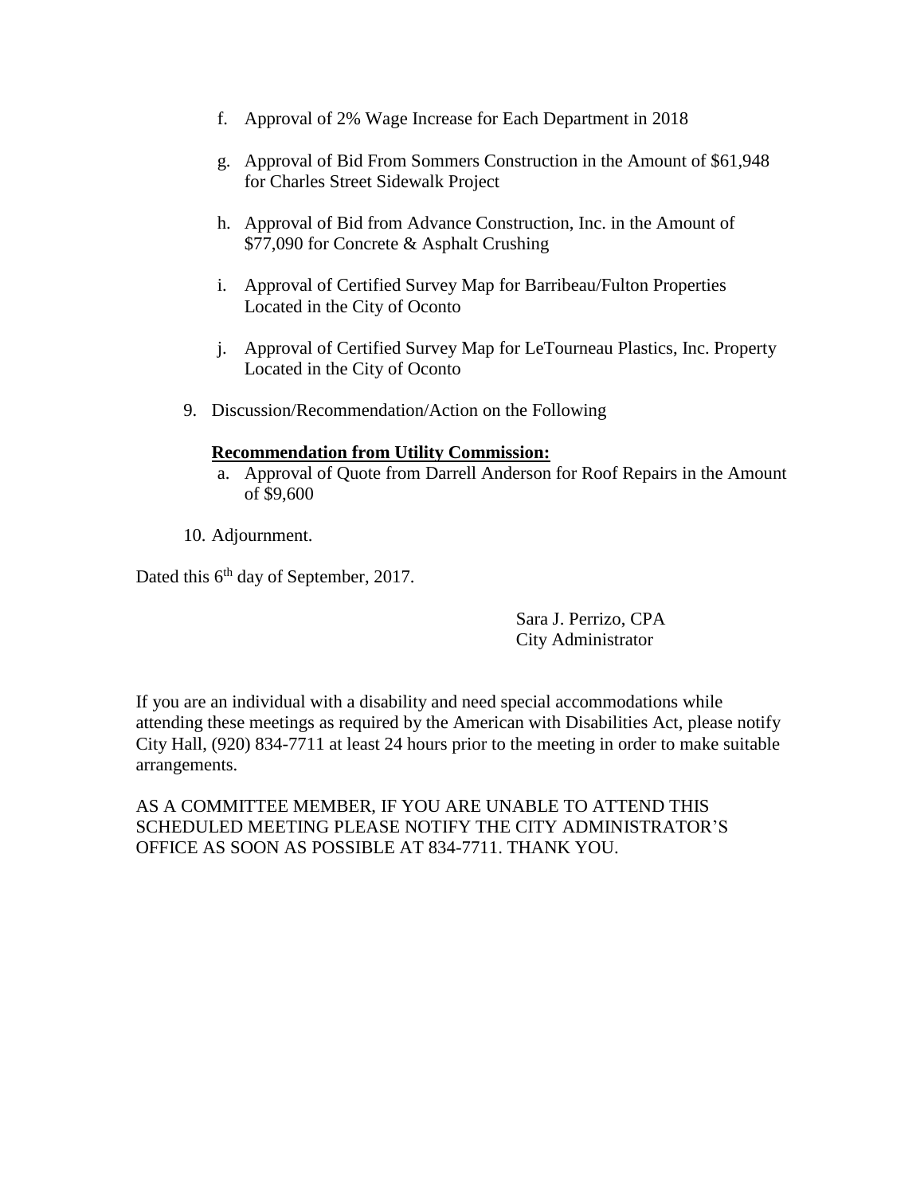f. Approval of 2% Wage Increase for Each Department in 2018

g. Approval of Bid From Sommers Construction in the Amount of $61,948 for Charles Street Sidewalk Project

h. Approval of Bid from Advance Construction, Inc. in the Amount of $77,090 for Concrete & Asphalt Crushing

i. Approval of Certified Survey Map for Barribeau/Fulton Properties Located in the City of Oconto

j. Approval of Certified Survey Map for LeTourneau Plastics, Inc. Property Located in the City of Oconto

9. Discussion/Recommendation/Action on the Following

**Recommendation from Utility Commission:**

a. Approval of Quote from Darrell Anderson for Roof Repairs in the Amount of $9,600

10. Adjournment.

Dated this 6th day of September, 2017.

Sara J. Perrizo, CPA
City Administrator

If you are an individual with a disability and need special accommodations while attending these meetings as required by the American with Disabilities Act, please notify City Hall, (920) 834-7711 at least 24 hours prior to the meeting in order to make suitable arrangements.

AS A COMMITTEE MEMBER, IF YOU ARE UNABLE TO ATTEND THIS SCHEDULED MEETING PLEASE NOTIFY THE CITY ADMINISTRATOR'S OFFICE AS SOON AS POSSIBLE AT 834-7711. THANK YOU.